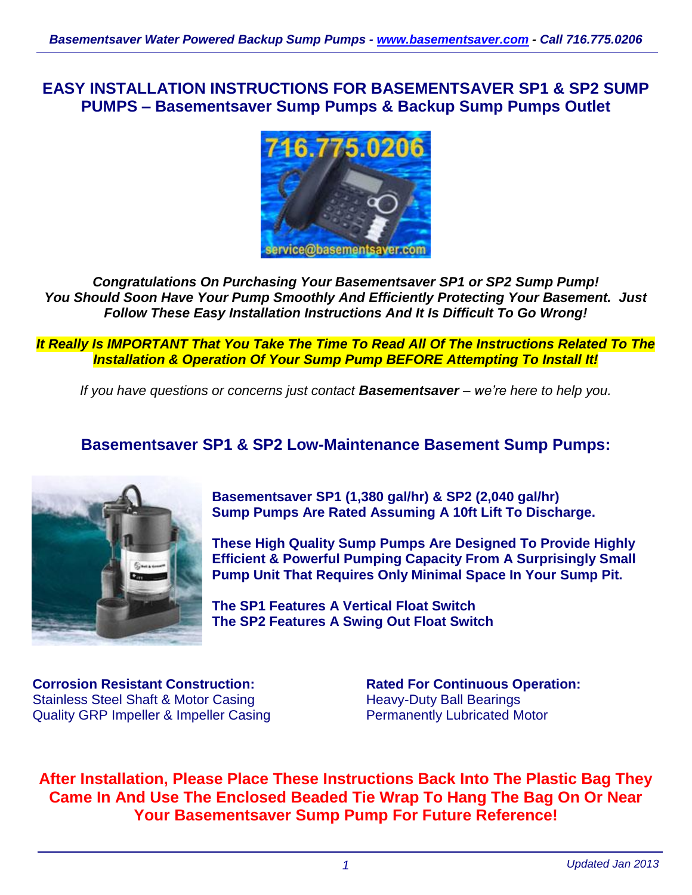# EASY INSTALLATION INSTRUCTIONS FOR BASEMENTSAVER SP1 & SP2 SUMP PUMPS – Basementsaver Sump Pumps & Backup Sump Pumps Outlet

***Congratulations On Purchasing Your Basementsaver SP1 or SP2 Sump Pump!***
***You Should Soon Have Your Pump Smoothly And Efficiently Protecting Your Basement. Just Follow These Easy Installation Instructions And It Is Difficult To Go Wrong!***

***It Really Is IMPORTANT That You Take The Time To Read All Of The Instructions Related To The Installation & Operation Of Your Sump Pump BEFORE Attempting To Install It!***

*If you have questions or concerns just contact **Basementsaver** – we're here to help you.*

## Basementsaver SP1 & SP2 Low-Maintenance Basement Sump Pumps:

**Basementsaver SP1 (1,380 gal/hr) & SP2 (2,040 gal/hr) Sump Pumps Are Rated Assuming A 10ft Lift To Discharge.**

**These High Quality Sump Pumps Are Designed To Provide Highly Efficient & Powerful Pumping Capacity From A Surprisingly Small Pump Unit That Requires Only Minimal Space In Your Sump Pit.**

**The SP1 Features A Vertical Float Switch**
**The SP2 Features A Swing Out Float Switch**

**Corrosion Resistant Construction:**
Stainless Steel Shaft & Motor Casing
Quality GRP Impeller & Impeller Casing

**Rated For Continuous Operation:**
Heavy-Duty Ball Bearings
Permanently Lubricated Motor

**After Installation, Please Place These Instructions Back Into The Plastic Bag They Came In And Use The Enclosed Beaded Tie Wrap To Hang The Bag On Or Near Your Basementsaver Sump Pump For Future Reference!**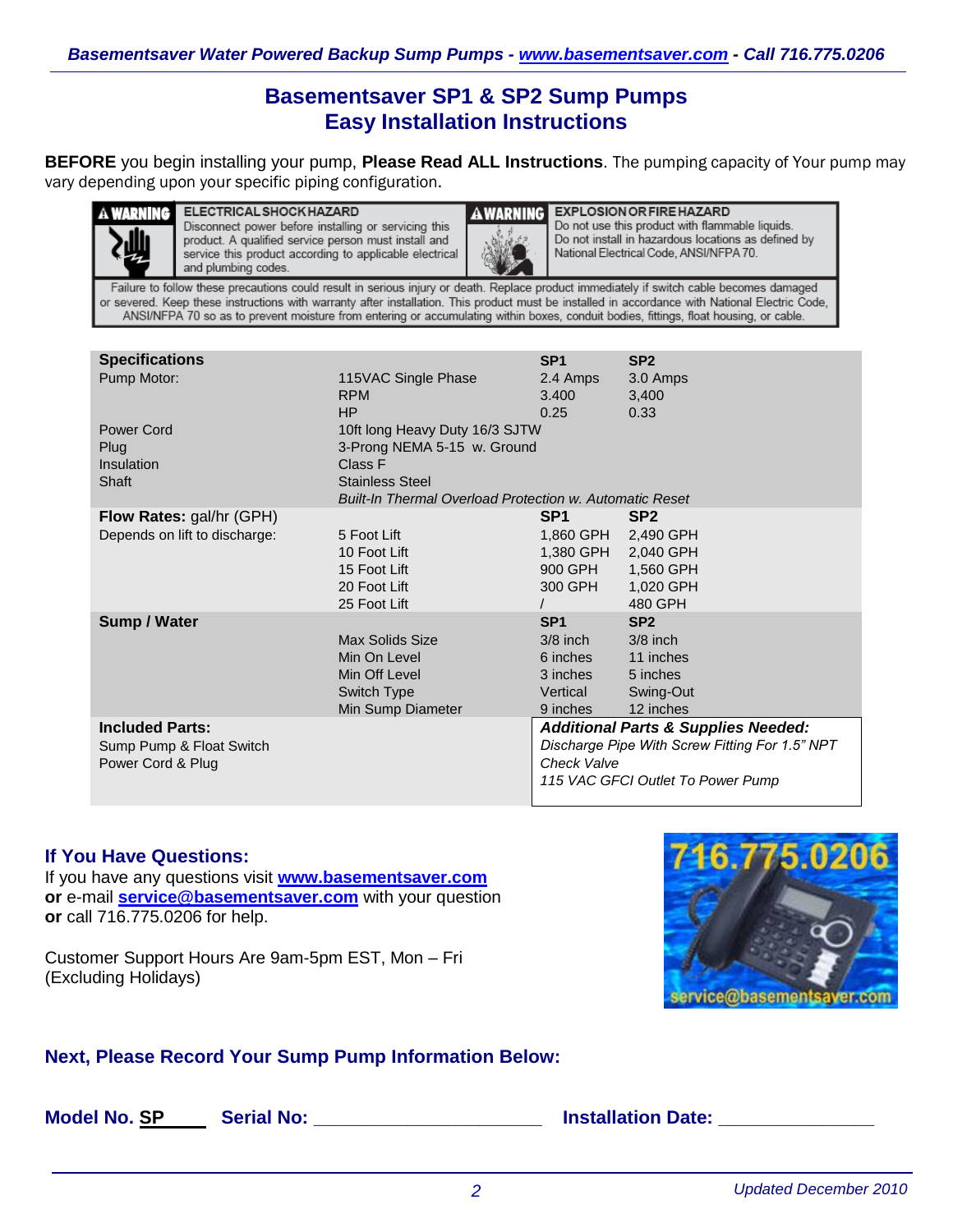# Basementsaver SP1 & SP2 Sump Pumps
## Easy Installation Instructions

**BEFORE** you begin installing your pump, **Please Read ALL Instructions**. The pumping capacity of Your pump may vary depending upon your specific piping configuration.

**⚠WARNING — ELECTRICAL SHOCK HAZARD**
Disconnect power before installing or servicing this product. A qualified service person must install and service this product according to applicable electrical and plumbing codes.

**⚠WARNING — EXPLOSION OR FIRE HAZARD**
Do not use this product with flammable liquids. Do not install in hazardous locations as defined by National Electrical Code, ANSI/NFPA 70.

Failure to follow these precautions could result in serious injury or death. Replace product immediately if switch cable becomes damaged or severed. Keep these instructions with warranty after installation. This product must be installed in accordance with National Electric Code, ANSI/NFPA 70 so as to prevent moisture from entering or accumulating within boxes, conduit bodies, fittings, float housing, or cable.

| **Specifications** | | **SP1** | **SP2** |
|---|---|---|---|
| Pump Motor: | 115VAC Single Phase | 2.4 Amps | 3.0 Amps |
| | RPM | 3.400 | 3,400 |
| | HP | 0.25 | 0.33 |
| Power Cord | 10ft long Heavy Duty 16/3 SJTW | | |
| Plug | 3-Prong NEMA 5-15 w. Ground | | |
| Insulation | Class F | | |
| Shaft | Stainless Steel | | |
| | *Built-In Thermal Overload Protection w. Automatic Reset* | | |
| **Flow Rates:** gal/hr (GPH) | | **SP1** | **SP2** |
| Depends on lift to discharge: | 5 Foot Lift | 1,860 GPH | 2,490 GPH |
| | 10 Foot Lift | 1,380 GPH | 2,040 GPH |
| | 15 Foot Lift | 900 GPH | 1,560 GPH |
| | 20 Foot Lift | 300 GPH | 1,020 GPH |
| | 25 Foot Lift | / | 480 GPH |
| **Sump / Water** | | **SP1** | **SP2** |
| | Max Solids Size | 3/8 inch | 3/8 inch |
| | Min On Level | 6 inches | 11 inches |
| | Min Off Level | 3 inches | 5 inches |
| | Switch Type | Vertical | Swing-Out |
| | Min Sump Diameter | 9 inches | 12 inches |

**Included Parts:**
- Sump Pump & Float Switch
- Power Cord & Plug

***Additional Parts & Supplies Needed:***
- *Discharge Pipe With Screw Fitting For 1.5" NPT*
- *Check Valve*
- *115 VAC GFCI Outlet To Power Pump*

### If You Have Questions:

If you have any questions visit **www.basementsaver.com** **or** e-mail **service@basementsaver.com** with your question **or** call 716.775.0206 for help.

Customer Support Hours Are 9am-5pm EST, Mon – Fri (Excluding Holidays)

716.775.0206
service@basementsaver.com

### Next, Please Record Your Sump Pump Information Below:

**Model No. SP____  Serial No: ______________________  Installation Date: _______________**

*Updated December 2010*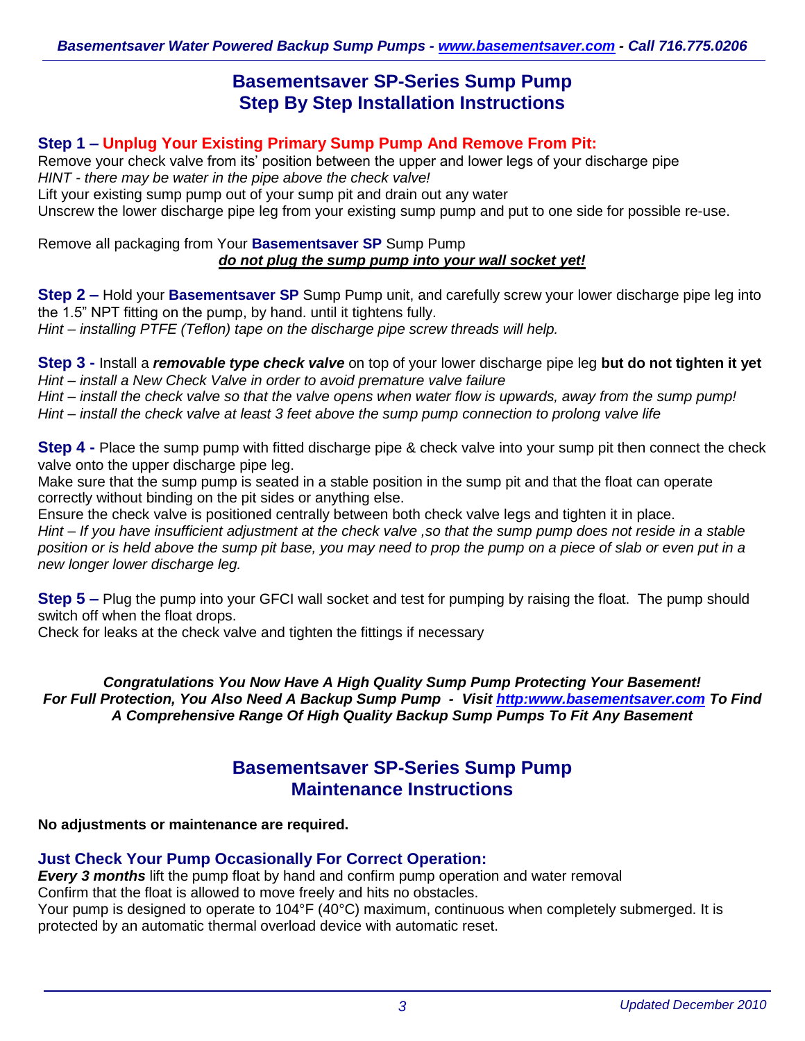# Basementsaver SP-Series Sump Pump
# Step By Step Installation Instructions

**Step 1 – Unplug Your Existing Primary Sump Pump And Remove From Pit:**

Remove your check valve from its' position between the upper and lower legs of your discharge pipe

*HINT - there may be water in the pipe above the check valve!*

Lift your existing sump pump out of your sump pit and drain out any water

Unscrew the lower discharge pipe leg from your existing sump pump and put to one side for possible re-use.

Remove all packaging from Your **Basementsaver SP** Sump Pump

***do not plug the sump pump into your wall socket yet!***

**Step 2 –** Hold your **Basementsaver SP** Sump Pump unit, and carefully screw your lower discharge pipe leg into the 1.5" NPT fitting on the pump, by hand. until it tightens fully.

*Hint – installing PTFE (Teflon) tape on the discharge pipe screw threads will help.*

**Step 3 -** Install a ***removable type check valve*** on top of your lower discharge pipe leg **but do not tighten it yet**

*Hint – install a New Check Valve in order to avoid premature valve failure*

*Hint – install the check valve so that the valve opens when water flow is upwards, away from the sump pump!*

*Hint – install the check valve at least 3 feet above the sump pump connection to prolong valve life*

**Step 4 -** Place the sump pump with fitted discharge pipe & check valve into your sump pit then connect the check valve onto the upper discharge pipe leg.

Make sure that the sump pump is seated in a stable position in the sump pit and that the float can operate correctly without binding on the pit sides or anything else.

Ensure the check valve is positioned centrally between both check valve legs and tighten it in place.

*Hint – If you have insufficient adjustment at the check valve ,so that the sump pump does not reside in a stable position or is held above the sump pit base, you may need to prop the pump on a piece of slab or even put in a new longer lower discharge leg.*

**Step 5 –** Plug the pump into your GFCI wall socket and test for pumping by raising the float. The pump should switch off when the float drops.

Check for leaks at the check valve and tighten the fittings if necessary

***Congratulations You Now Have A High Quality Sump Pump Protecting Your Basement!***
***For Full Protection, You Also Need A Backup Sump Pump - Visit http:www.basementsaver.com To Find A Comprehensive Range Of High Quality Backup Sump Pumps To Fit Any Basement***

# Basementsaver SP-Series Sump Pump
# Maintenance Instructions

**No adjustments or maintenance are required.**

**Just Check Your Pump Occasionally For Correct Operation:**

***Every 3 months*** lift the pump float by hand and confirm pump operation and water removal

Confirm that the float is allowed to move freely and hits no obstacles.

Your pump is designed to operate to 104°F (40°C) maximum, continuous when completely submerged. It is protected by an automatic thermal overload device with automatic reset.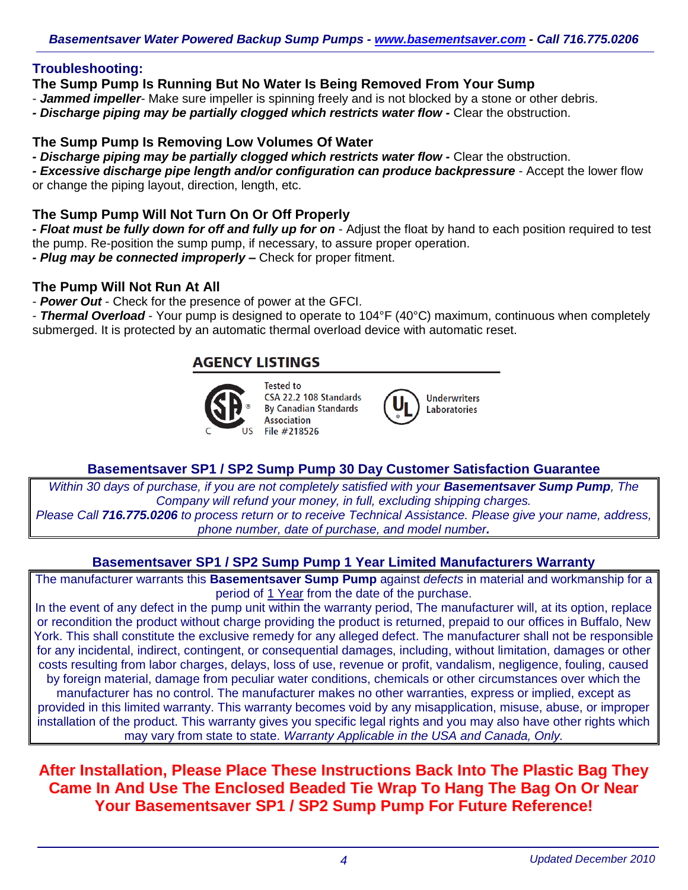## Troubleshooting:

### The Sump Pump Is Running But No Water Is Being Removed From Your Sump

- ***Jammed impeller***- Make sure impeller is spinning freely and is not blocked by a stone or other debris.
- ***Discharge piping may be partially clogged which restricts water flow -*** Clear the obstruction.

### The Sump Pump Is Removing Low Volumes Of Water

- ***Discharge piping may be partially clogged which restricts water flow -*** Clear the obstruction.
- ***Excessive discharge pipe length and/or configuration can produce backpressure*** - Accept the lower flow or change the piping layout, direction, length, etc.

### The Sump Pump Will Not Turn On Or Off Properly

- ***Float must be fully down for off and fully up for on*** - Adjust the float by hand to each position required to test the pump. Re-position the sump pump, if necessary, to assure proper operation.
- ***Plug may be connected improperly –*** Check for proper fitment.

### The Pump Will Not Run At All

- ***Power Out*** - Check for the presence of power at the GFCI.
- ***Thermal Overload*** - Your pump is designed to operate to 104°F (40°C) maximum, continuous when completely submerged. It is protected by an automatic thermal overload device with automatic reset.

## AGENCY LISTINGS

Tested to CSA 22.2 108 Standards By Canadian Standards Association File #218526

Underwriters Laboratories

### Basementsaver SP1 / SP2 Sump Pump 30 Day Customer Satisfaction Guarantee

*Within 30 days of purchase, if you are not completely satisfied with your **Basementsaver Sump Pump**, The Company will refund your money, in full, excluding shipping charges.*
*Please Call **716.775.0206** to process return or to receive Technical Assistance. Please give your name, address, phone number, date of purchase, and model number.*

### Basementsaver SP1 / SP2 Sump Pump 1 Year Limited Manufacturers Warranty

The manufacturer warrants this **Basementsaver Sump Pump** against *defects* in material and workmanship for a period of 1 Year from the date of the purchase.
In the event of any defect in the pump unit within the warranty period, The manufacturer will, at its option, replace or recondition the product without charge providing the product is returned, prepaid to our offices in Buffalo, New York. This shall constitute the exclusive remedy for any alleged defect. The manufacturer shall not be responsible for any incidental, indirect, contingent, or consequential damages, including, without limitation, damages or other costs resulting from labor charges, delays, loss of use, revenue or profit, vandalism, negligence, fouling, caused by foreign material, damage from peculiar water conditions, chemicals or other circumstances over which the manufacturer has no control. The manufacturer makes no other warranties, express or implied, except as provided in this limited warranty. This warranty becomes void by any misapplication, misuse, abuse, or improper installation of the product. This warranty gives you specific legal rights and you may also have other rights which may vary from state to state. *Warranty Applicable in the USA and Canada, Only.*

**After Installation, Please Place These Instructions Back Into The Plastic Bag They Came In And Use The Enclosed Beaded Tie Wrap To Hang The Bag On Or Near Your Basementsaver SP1 / SP2 Sump Pump For Future Reference!**